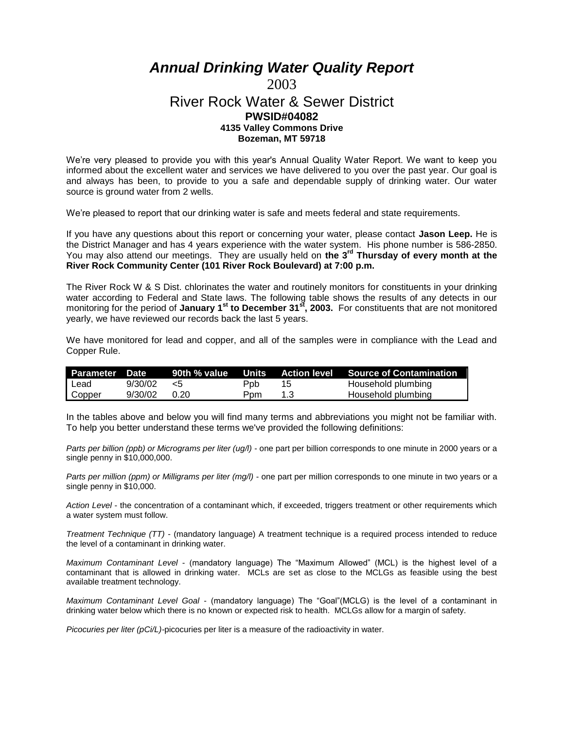# *Annual Drinking Water Quality Report*

2003

## River Rock Water & Sewer District

**PWSID#04082**
**4135 Valley Commons Drive**
**Bozeman, MT 59718**

We're very pleased to provide you with this year's Annual Quality Water Report. We want to keep you informed about the excellent water and services we have delivered to you over the past year. Our goal is and always has been, to provide to you a safe and dependable supply of drinking water. Our water source is ground water from 2 wells.

We're pleased to report that our drinking water is safe and meets federal and state requirements.

If you have any questions about this report or concerning your water, please contact **Jason Leep.** He is the District Manager and has 4 years experience with the water system. His phone number is 586-2850. You may also attend our meetings. They are usually held on **the 3rd Thursday of every month at the River Rock Community Center (101 River Rock Boulevard) at 7:00 p.m.**

The River Rock W & S Dist. chlorinates the water and routinely monitors for constituents in your drinking water according to Federal and State laws. The following table shows the results of any detects in our monitoring for the period of **January 1st to December 31st, 2003.** For constituents that are not monitored yearly, we have reviewed our records back the last 5 years.

We have monitored for lead and copper, and all of the samples were in compliance with the Lead and Copper Rule.

| Parameter | Date | 90th % value | Units | Action level | Source of Contamination |
|---|---|---|---|---|---|
| Lead | 9/30/02 | <5 | Ppb | 15 | Household plumbing |
| Copper | 9/30/02 | 0.20 | Ppm | 1.3 | Household plumbing |

In the tables above and below you will find many terms and abbreviations you might not be familiar with. To help you better understand these terms we've provided the following definitions:

*Parts per billion (ppb) or Micrograms per liter (ug/l)* - one part per billion corresponds to one minute in 2000 years or a single penny in $10,000,000.

*Parts per million (ppm) or Milligrams per liter (mg/l)* - one part per million corresponds to one minute in two years or a single penny in $10,000.

*Action Level* - the concentration of a contaminant which, if exceeded, triggers treatment or other requirements which a water system must follow.

*Treatment Technique (TT)* - (mandatory language) A treatment technique is a required process intended to reduce the level of a contaminant in drinking water.

*Maximum Contaminant Level* - (mandatory language) The "Maximum Allowed" (MCL) is the highest level of a contaminant that is allowed in drinking water. MCLs are set as close to the MCLGs as feasible using the best available treatment technology.

*Maximum Contaminant Level Goal* - (mandatory language) The "Goal"(MCLG) is the level of a contaminant in drinking water below which there is no known or expected risk to health. MCLGs allow for a margin of safety.

*Picocuries per liter (pCi/L)*-picocuries per liter is a measure of the radioactivity in water.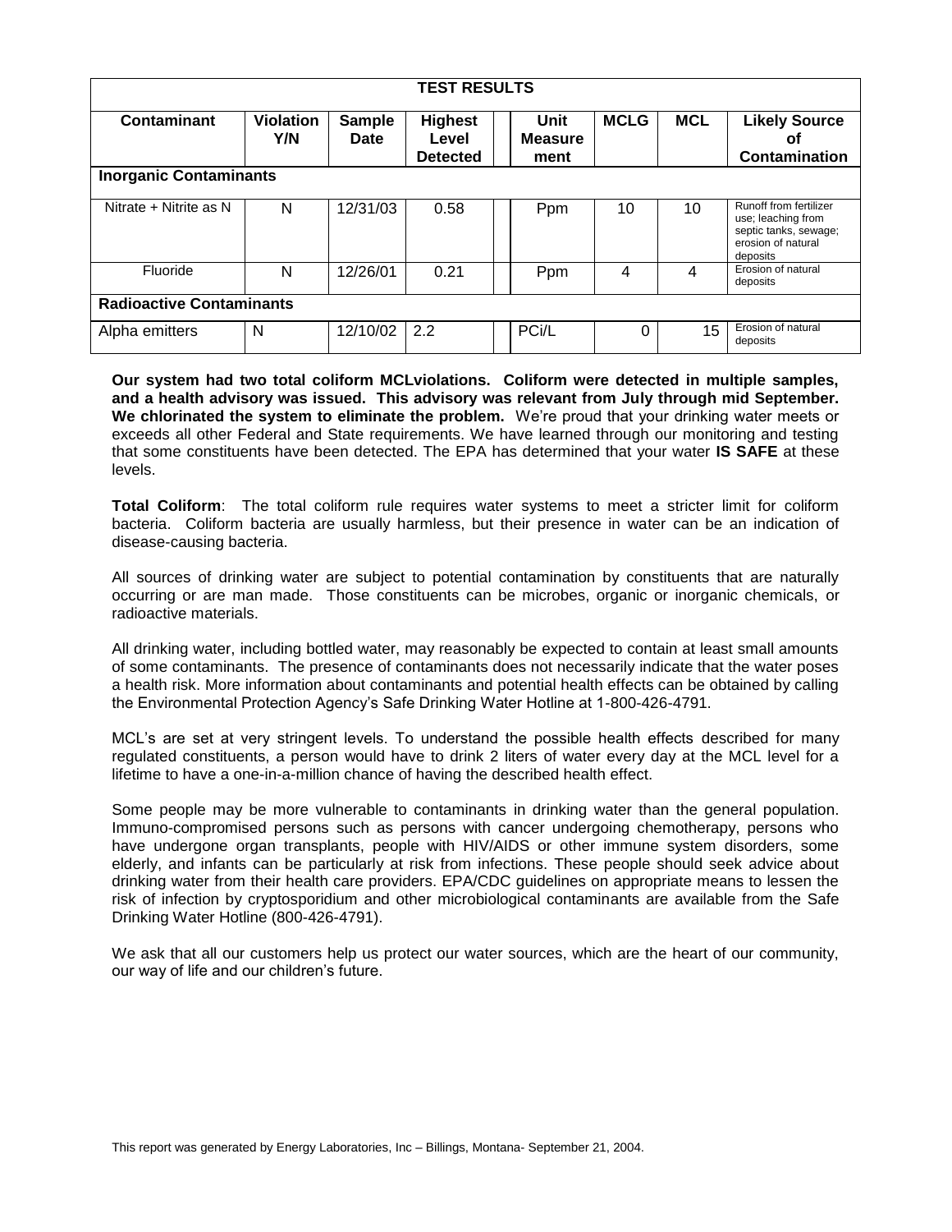| TEST RESULTS | | | | | | | | |
|---|---|---|---|---|---|---|---|---|
| **Contaminant** | **Violation Y/N** | **Sample Date** | **Highest Level Detected** | | **Unit Measure ment** | **MCLG** | **MCL** | **Likely Source of Contamination** |
| **Inorganic Contaminants** | | | | | | | | |
| Nitrate + Nitrite as N | N | 12/31/03 | 0.58 | | Ppm | 10 | 10 | Runoff from fertilizer use; leaching from septic tanks, sewage; erosion of natural deposits |
| Fluoride | N | 12/26/01 | 0.21 | | Ppm | 4 | 4 | Erosion of natural deposits |
| **Radioactive Contaminants** | | | | | | | | |
| Alpha emitters | N | 12/10/02 | 2.2 | | PCi/L | 0 | 15 | Erosion of natural deposits |

**Our system had two total coliform MCLviolations. Coliform were detected in multiple samples, and a health advisory was issued. This advisory was relevant from July through mid September. We chlorinated the system to eliminate the problem.** We're proud that your drinking water meets or exceeds all other Federal and State requirements. We have learned through our monitoring and testing that some constituents have been detected. The EPA has determined that your water **IS SAFE** at these levels.

**Total Coliform**: The total coliform rule requires water systems to meet a stricter limit for coliform bacteria. Coliform bacteria are usually harmless, but their presence in water can be an indication of disease-causing bacteria.

All sources of drinking water are subject to potential contamination by constituents that are naturally occurring or are man made. Those constituents can be microbes, organic or inorganic chemicals, or radioactive materials.

All drinking water, including bottled water, may reasonably be expected to contain at least small amounts of some contaminants. The presence of contaminants does not necessarily indicate that the water poses a health risk. More information about contaminants and potential health effects can be obtained by calling the Environmental Protection Agency's Safe Drinking Water Hotline at 1-800-426-4791.

MCL's are set at very stringent levels. To understand the possible health effects described for many regulated constituents, a person would have to drink 2 liters of water every day at the MCL level for a lifetime to have a one-in-a-million chance of having the described health effect.

Some people may be more vulnerable to contaminants in drinking water than the general population. Immuno-compromised persons such as persons with cancer undergoing chemotherapy, persons who have undergone organ transplants, people with HIV/AIDS or other immune system disorders, some elderly, and infants can be particularly at risk from infections. These people should seek advice about drinking water from their health care providers. EPA/CDC guidelines on appropriate means to lessen the risk of infection by cryptosporidium and other microbiological contaminants are available from the Safe Drinking Water Hotline (800-426-4791).

We ask that all our customers help us protect our water sources, which are the heart of our community, our way of life and our children's future.

This report was generated by Energy Laboratories, Inc – Billings, Montana- September 21, 2004.